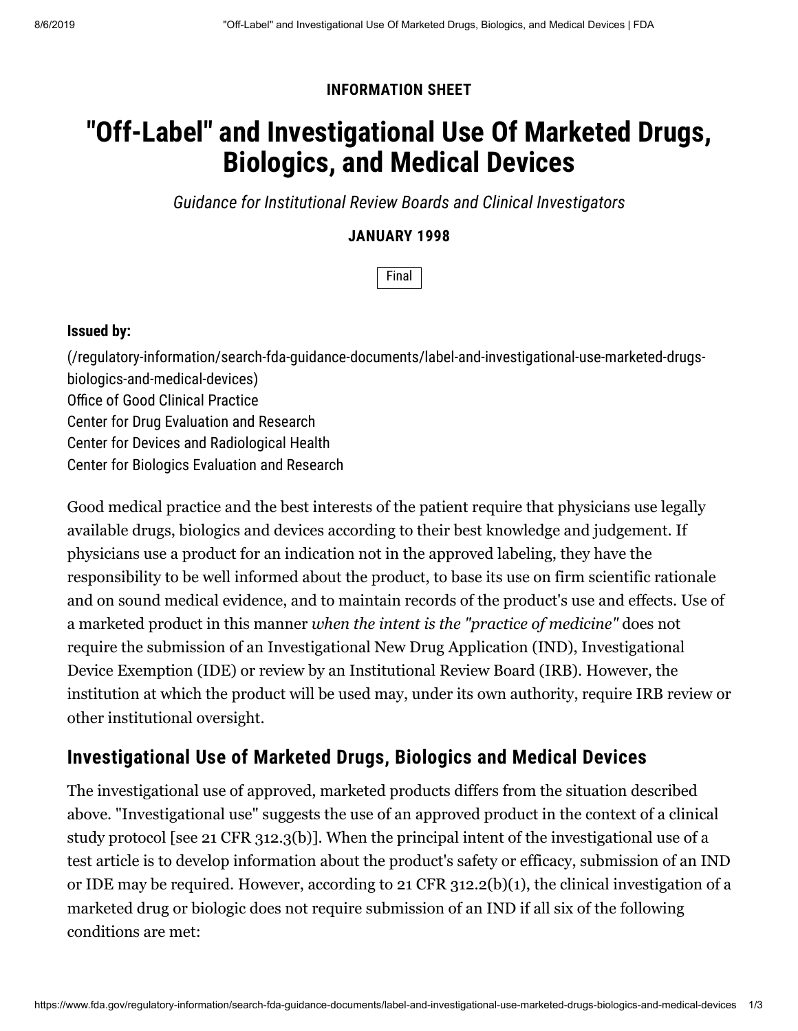**INFORMATION SHEET**

# "Off-Label" and Investigational Use Of Marketed Drugs, Biologics, and Medical Devices

*Guidance for Institutional Review Boards and Clinical Investigators*

**JANUARY 1998**

Final

**Issued by:**

(/regulatory-information/search-fda-guidance-documents/label-and-investigational-use-marketed-drugs-biologics-and-medical-devices)
Office of Good Clinical Practice
Center for Drug Evaluation and Research
Center for Devices and Radiological Health
Center for Biologics Evaluation and Research

Good medical practice and the best interests of the patient require that physicians use legally available drugs, biologics and devices according to their best knowledge and judgement. If physicians use a product for an indication not in the approved labeling, they have the responsibility to be well informed about the product, to base its use on firm scientific rationale and on sound medical evidence, and to maintain records of the product's use and effects. Use of a marketed product in this manner *when the intent is the "practice of medicine"* does not require the submission of an Investigational New Drug Application (IND), Investigational Device Exemption (IDE) or review by an Institutional Review Board (IRB). However, the institution at which the product will be used may, under its own authority, require IRB review or other institutional oversight.

## Investigational Use of Marketed Drugs, Biologics and Medical Devices

The investigational use of approved, marketed products differs from the situation described above. "Investigational use" suggests the use of an approved product in the context of a clinical study protocol [see 21 CFR 312.3(b)]. When the principal intent of the investigational use of a test article is to develop information about the product's safety or efficacy, submission of an IND or IDE may be required. However, according to 21 CFR 312.2(b)(1), the clinical investigation of a marketed drug or biologic does not require submission of an IND if all six of the following conditions are met: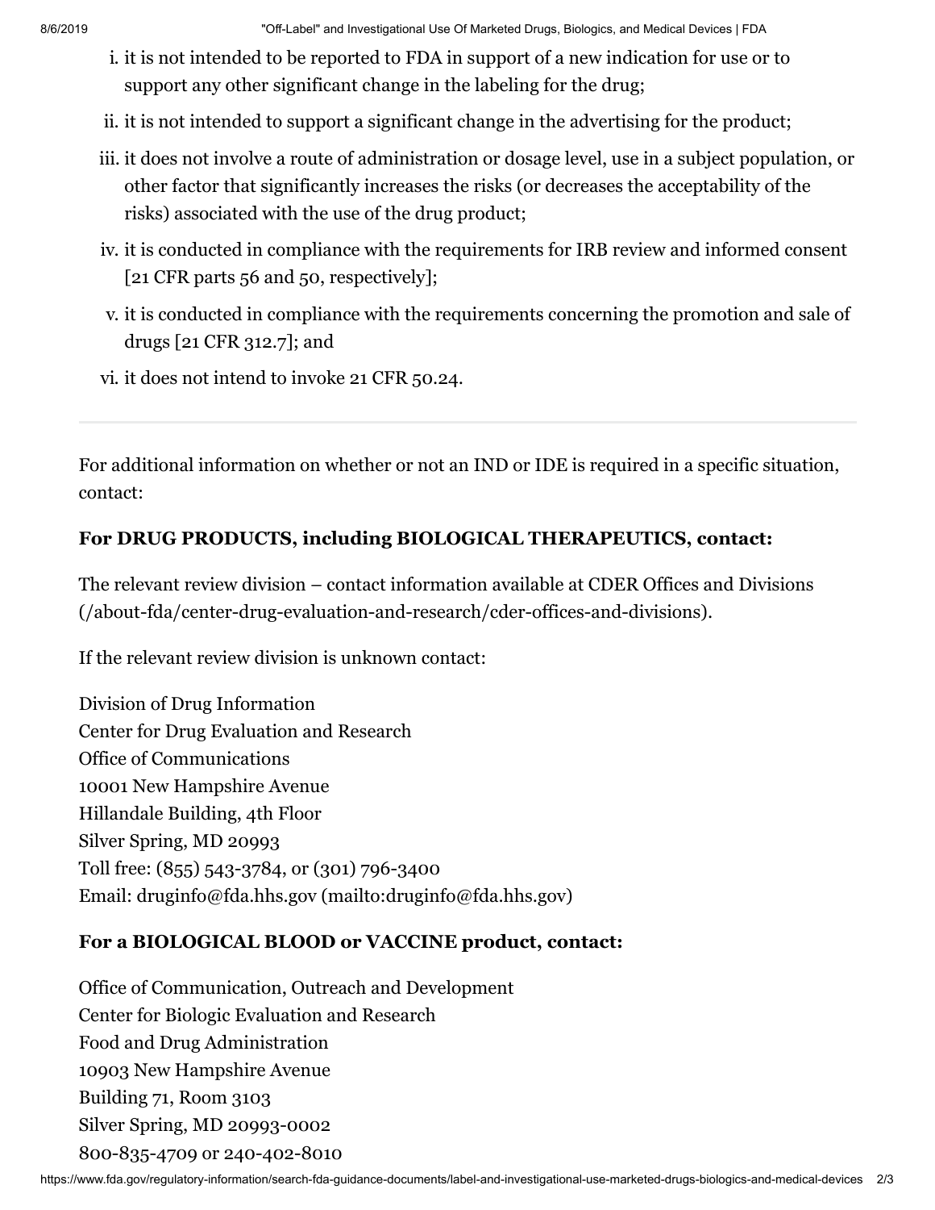i. it is not intended to be reported to FDA in support of a new indication for use or to support any other significant change in the labeling for the drug;
ii. it is not intended to support a significant change in the advertising for the product;
iii. it does not involve a route of administration or dosage level, use in a subject population, or other factor that significantly increases the risks (or decreases the acceptability of the risks) associated with the use of the drug product;
iv. it is conducted in compliance with the requirements for IRB review and informed consent [21 CFR parts 56 and 50, respectively];
v. it is conducted in compliance with the requirements concerning the promotion and sale of drugs [21 CFR 312.7]; and
vi. it does not intend to invoke 21 CFR 50.24.

---

For additional information on whether or not an IND or IDE is required in a specific situation, contact:

**For DRUG PRODUCTS, including BIOLOGICAL THERAPEUTICS, contact:**

The relevant review division – contact information available at CDER Offices and Divisions (/about-fda/center-drug-evaluation-and-research/cder-offices-and-divisions).

If the relevant review division is unknown contact:

Division of Drug Information
Center for Drug Evaluation and Research
Office of Communications
10001 New Hampshire Avenue
Hillandale Building, 4th Floor
Silver Spring, MD 20993
Toll free: (855) 543-3784, or (301) 796-3400
Email: druginfo@fda.hhs.gov (mailto:druginfo@fda.hhs.gov)

**For a BIOLOGICAL BLOOD or VACCINE product, contact:**

Office of Communication, Outreach and Development
Center for Biologic Evaluation and Research
Food and Drug Administration
10903 New Hampshire Avenue
Building 71, Room 3103
Silver Spring, MD 20993-0002
800-835-4709 or 240-402-8010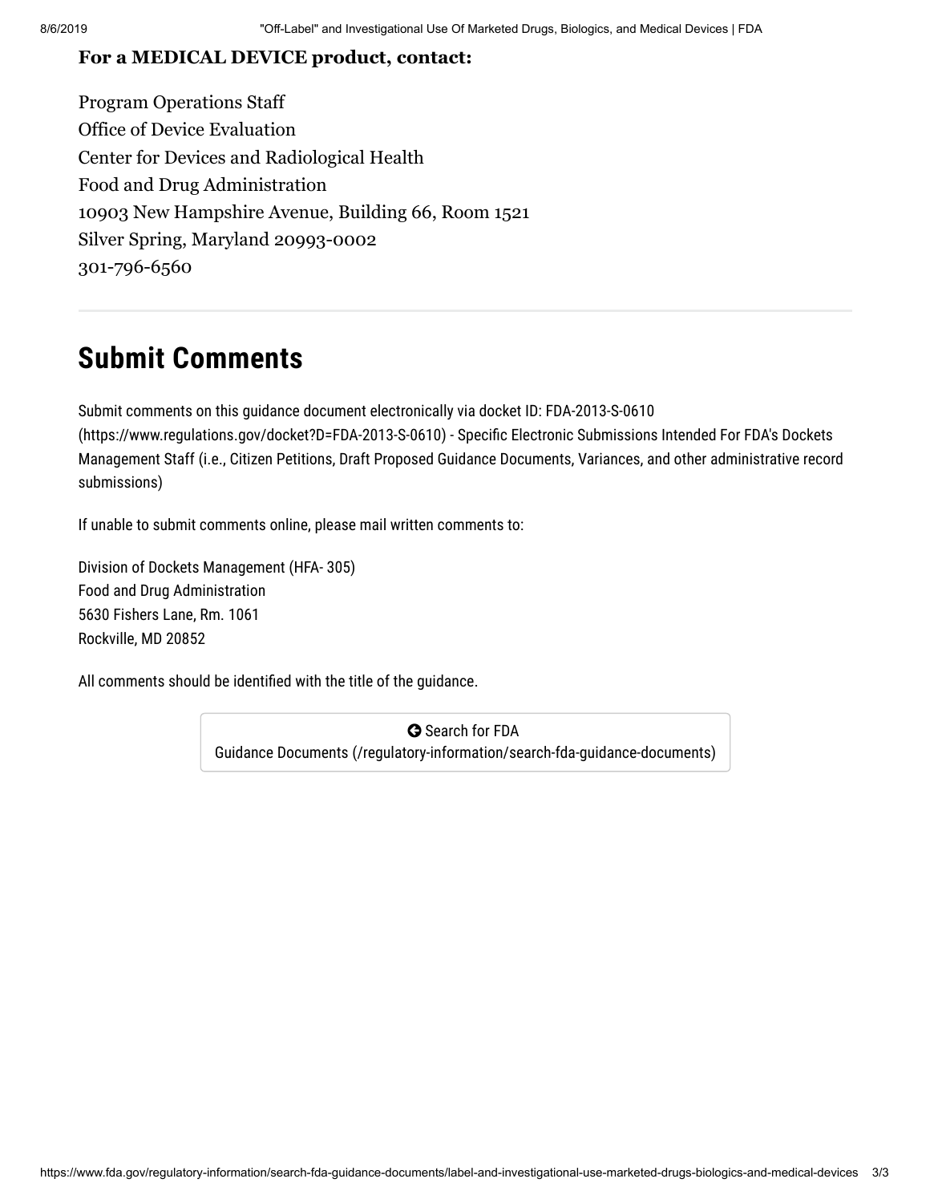**For a MEDICAL DEVICE product, contact:**

Program Operations Staff
Office of Device Evaluation
Center for Devices and Radiological Health
Food and Drug Administration
10903 New Hampshire Avenue, Building 66, Room 1521
Silver Spring, Maryland 20993-0002
301-796-6560

---

## Submit Comments

Submit comments on this guidance document electronically via docket ID: FDA-2013-S-0610 (https://www.regulations.gov/docket?D=FDA-2013-S-0610) - Specific Electronic Submissions Intended For FDA's Dockets Management Staff (i.e., Citizen Petitions, Draft Proposed Guidance Documents, Variances, and other administrative record submissions)

If unable to submit comments online, please mail written comments to:

Division of Dockets Management (HFA- 305)
Food and Drug Administration
5630 Fishers Lane, Rm. 1061
Rockville, MD 20852

All comments should be identified with the title of the guidance.

Search for FDA Guidance Documents (/regulatory-information/search-fda-guidance-documents)